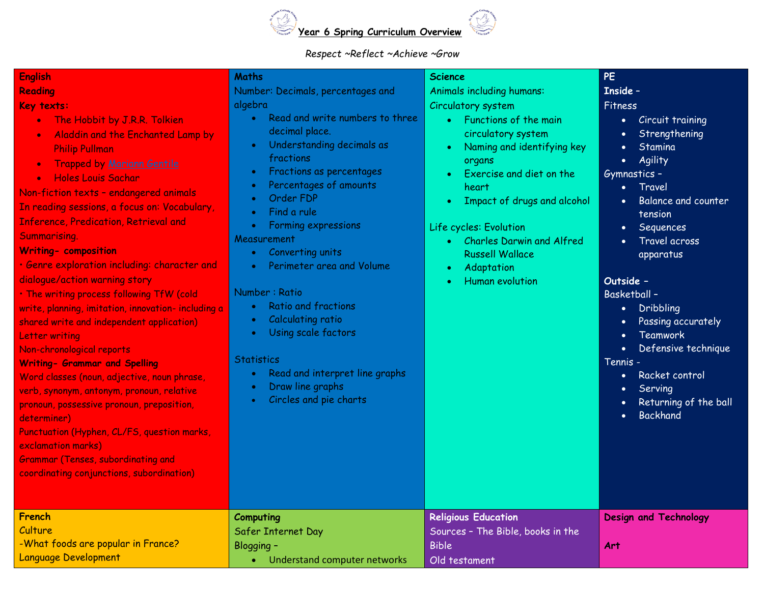# Year 6 Spring Curriculum Overview

*Respect ~Reflect ~Achieve ~Grow*

## English

**Reading**

**Key texts:**

- The Hobbit by J.R.R. Tolkien
- Aladdin and the Enchanted Lamp by Philip Pullman
- Trapped by Mariann Gentile
- Holes Louis Sachar

Non-fiction texts – endangered animals

In reading sessions, a focus on: Vocabulary, Inference, Predication, Retrieval and Summarising.

**Writing- composition**

• Genre exploration including: character and dialogue/action warning story

• The writing process following TfW (cold write, planning, imitation, innovation- including a shared write and independent application)

Letter writing

Non-chronological reports

**Writing- Grammar and Spelling**

Word classes (noun, adjective, noun phrase, verb, synonym, antonym, pronoun, relative pronoun, possessive pronoun, preposition, determiner)

Punctuation (Hyphen, CL/FS, question marks, exclamation marks)

Grammar (Tenses, subordinating and coordinating conjunctions, subordination)

## Maths

Number: Decimals, percentages and algebra

- Read and write numbers to three decimal place.
- Understanding decimals as fractions
- Fractions as percentages
- Percentages of amounts
- Order FDP
- Find a rule
- Forming expressions

Measurement

- Converting units
- Perimeter area and Volume

Number : Ratio

- Ratio and fractions
- Calculating ratio
- Using scale factors

Statistics

- Read and interpret line graphs
- Draw line graphs
- Circles and pie charts

## Science

Animals including humans:

Circulatory system

- Functions of the main circulatory system
- Naming and identifying key organs
- Exercise and diet on the heart
- Impact of drugs and alcohol

Life cycles: Evolution

- Charles Darwin and Alfred Russell Wallace
- Adaptation
- Human evolution

## PE

**Inside –**

Fitness

- Circuit training
- Strengthening
- Stamina
- Agility

Gymnastics –

- Travel
- Balance and counter tension
- Sequences
- Travel across apparatus

**Outside –**

Basketball –

- Dribbling
- Passing accurately
- Teamwork
- Defensive technique

Tennis -

- Racket control
- Serving
- Returning of the ball
- Backhand

## French

Culture

-What foods are popular in France?

Language Development

## Computing

Safer Internet Day

Blogging –

- Understand computer networks

## Religious Education

Sources – The Bible, books in the Bible

Old testament

## Design and Technology

## Art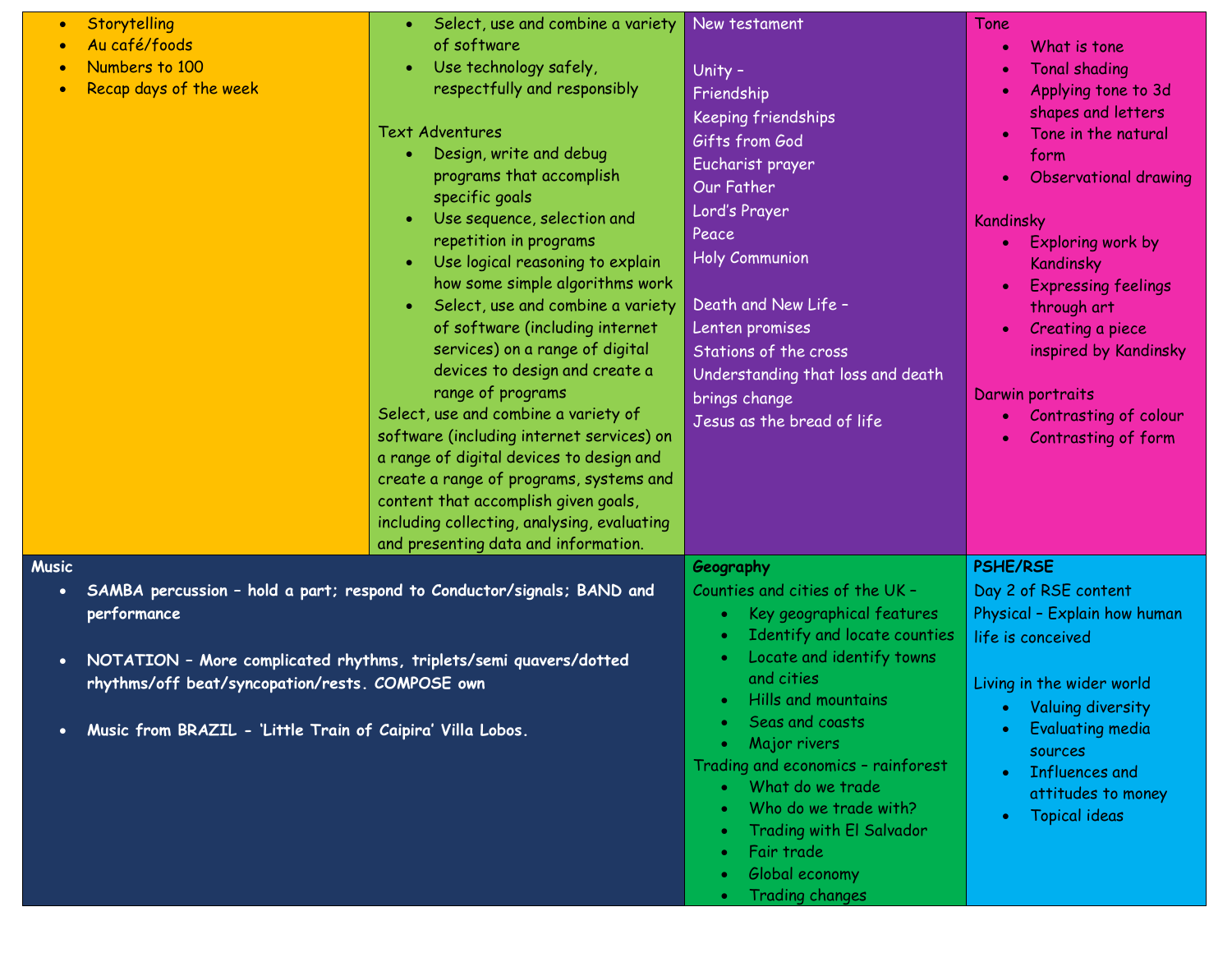| | | | |
|---|---|---|---|
| • Storytelling<br>• Au café/foods<br>• Numbers to 100<br>• Recap days of the week | • Select, use and combine a variety of software<br>• Use technology safely, respectfully and responsibly<br><br>Text Adventures<br>• Design, write and debug programs that accomplish specific goals<br>• Use sequence, selection and repetition in programs<br>• Use logical reasoning to explain how some simple algorithms work<br>• Select, use and combine a variety of software (including internet services) on a range of digital devices to design and create a range of programs<br>Select, use and combine a variety of software (including internet services) on a range of digital devices to design and create a range of programs, systems and content that accomplish given goals, including collecting, analysing, evaluating and presenting data and information. | New testament<br><br>Unity –<br>Friendship<br>Keeping friendships<br>Gifts from God<br>Eucharist prayer<br>Our Father<br>Lord's Prayer<br>Peace<br>Holy Communion<br><br>Death and New Life –<br>Lenten promises<br>Stations of the cross<br>Understanding that loss and death brings change<br>Jesus as the bread of life | Tone<br>• What is tone<br>• Tonal shading<br>• Applying tone to 3d shapes and letters<br>• Tone in the natural form<br>• Observational drawing<br><br>Kandinsky<br>• Exploring work by Kandinsky<br>• Expressing feelings through art<br>• Creating a piece inspired by Kandinsky<br><br>Darwin portraits<br>• Contrasting of colour<br>• Contrasting of form |
| **Music**<br>• **SAMBA percussion – hold a part; respond to Conductor/signals; BAND and performance**<br><br>• **NOTATION – More complicated rhythms, triplets/semi quavers/dotted rhythms/off beat/syncopation/rests. COMPOSE own**<br><br>• **Music from BRAZIL – 'Little Train of Caipira' Villa Lobos.** | | **Geography**<br>Counties and cities of the UK –<br>• Key geographical features<br>• Identify and locate counties<br>• Locate and identify towns and cities<br>• Hills and mountains<br>• Seas and coasts<br>• Major rivers<br>Trading and economics – rainforest<br>• What do we trade<br>• Who do we trade with?<br>• Trading with El Salvador<br>• Fair trade<br>• Global economy<br>• Trading changes | **PSHE/RSE**<br>Day 2 of RSE content<br>Physical – Explain how human life is conceived<br><br>Living in the wider world<br>• Valuing diversity<br>• Evaluating media sources<br>• Influences and attitudes to money<br>• Topical ideas |